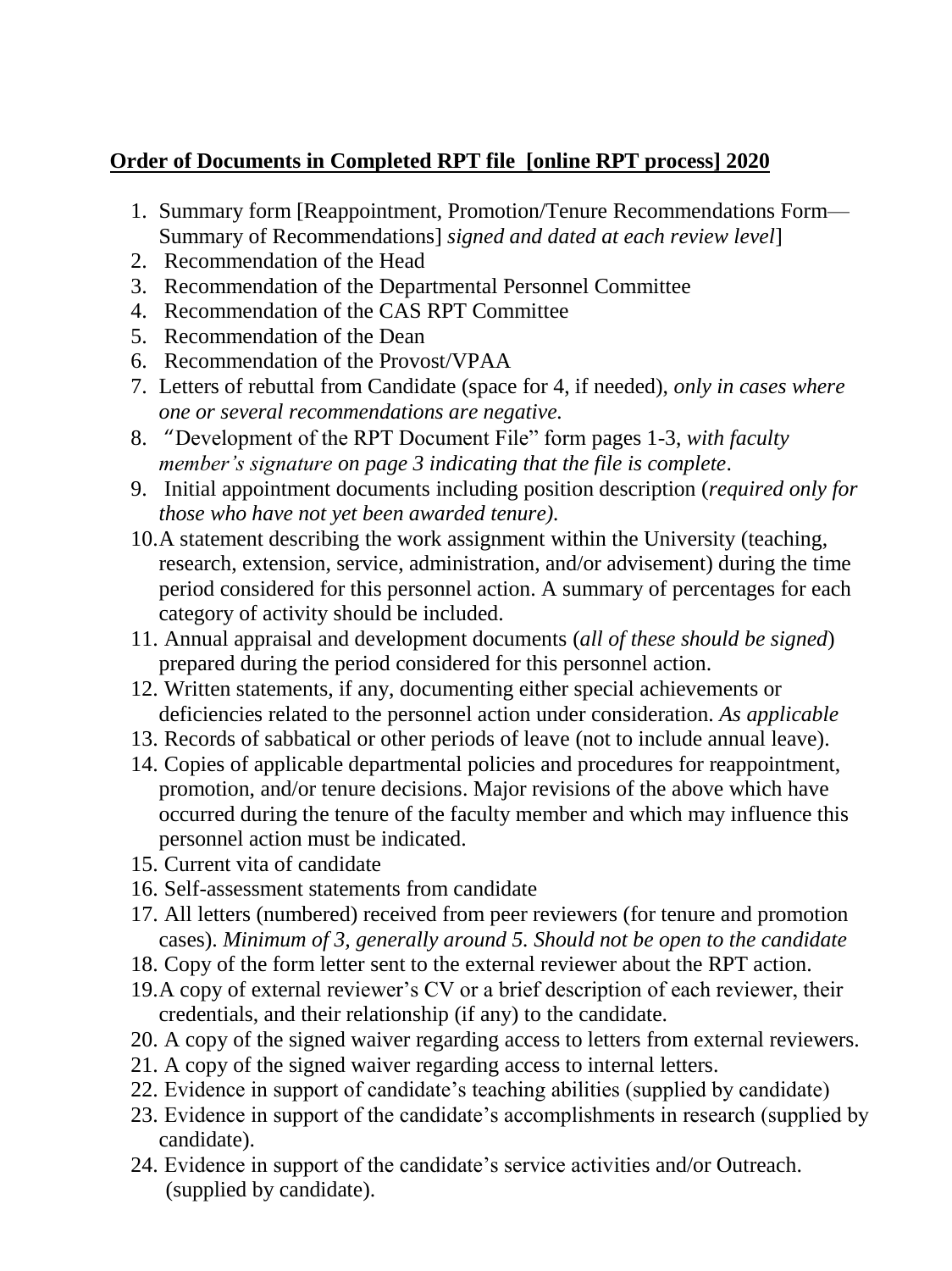**Order of Documents in Completed RPT file [online RPT process] 2020**

1. Summary form [Reappointment, Promotion/Tenure Recommendations Form—Summary of Recommendations] *signed and dated at each review level*]
2. Recommendation of the Head
3. Recommendation of the Departmental Personnel Committee
4. Recommendation of the CAS RPT Committee
5. Recommendation of the Dean
6. Recommendation of the Provost/VPAA
7. Letters of rebuttal from Candidate (space for 4, if needed), *only in cases where one or several recommendations are negative.*
8. "Development of the RPT Document File" form pages 1-3, *with faculty member's signature on page 3 indicating that the file is complete*.
9. Initial appointment documents including position description (*required only for those who have not yet been awarded tenure).*
10. A statement describing the work assignment within the University (teaching, research, extension, service, administration, and/or advisement) during the time period considered for this personnel action. A summary of percentages for each category of activity should be included.
11. Annual appraisal and development documents (*all of these should be signed*) prepared during the period considered for this personnel action.
12. Written statements, if any, documenting either special achievements or deficiencies related to the personnel action under consideration. *As applicable*
13. Records of sabbatical or other periods of leave (not to include annual leave).
14. Copies of applicable departmental policies and procedures for reappointment, promotion, and/or tenure decisions. Major revisions of the above which have occurred during the tenure of the faculty member and which may influence this personnel action must be indicated.
15. Current vita of candidate
16. Self-assessment statements from candidate
17. All letters (numbered) received from peer reviewers (for tenure and promotion cases). *Minimum of 3, generally around 5. Should not be open to the candidate*
18. Copy of the form letter sent to the external reviewer about the RPT action.
19. A copy of external reviewer's CV or a brief description of each reviewer, their credentials, and their relationship (if any) to the candidate.
20. A copy of the signed waiver regarding access to letters from external reviewers.
21. A copy of the signed waiver regarding access to internal letters.
22. Evidence in support of candidate's teaching abilities (supplied by candidate)
23. Evidence in support of the candidate's accomplishments in research (supplied by candidate).
24. Evidence in support of the candidate's service activities and/or Outreach. (supplied by candidate).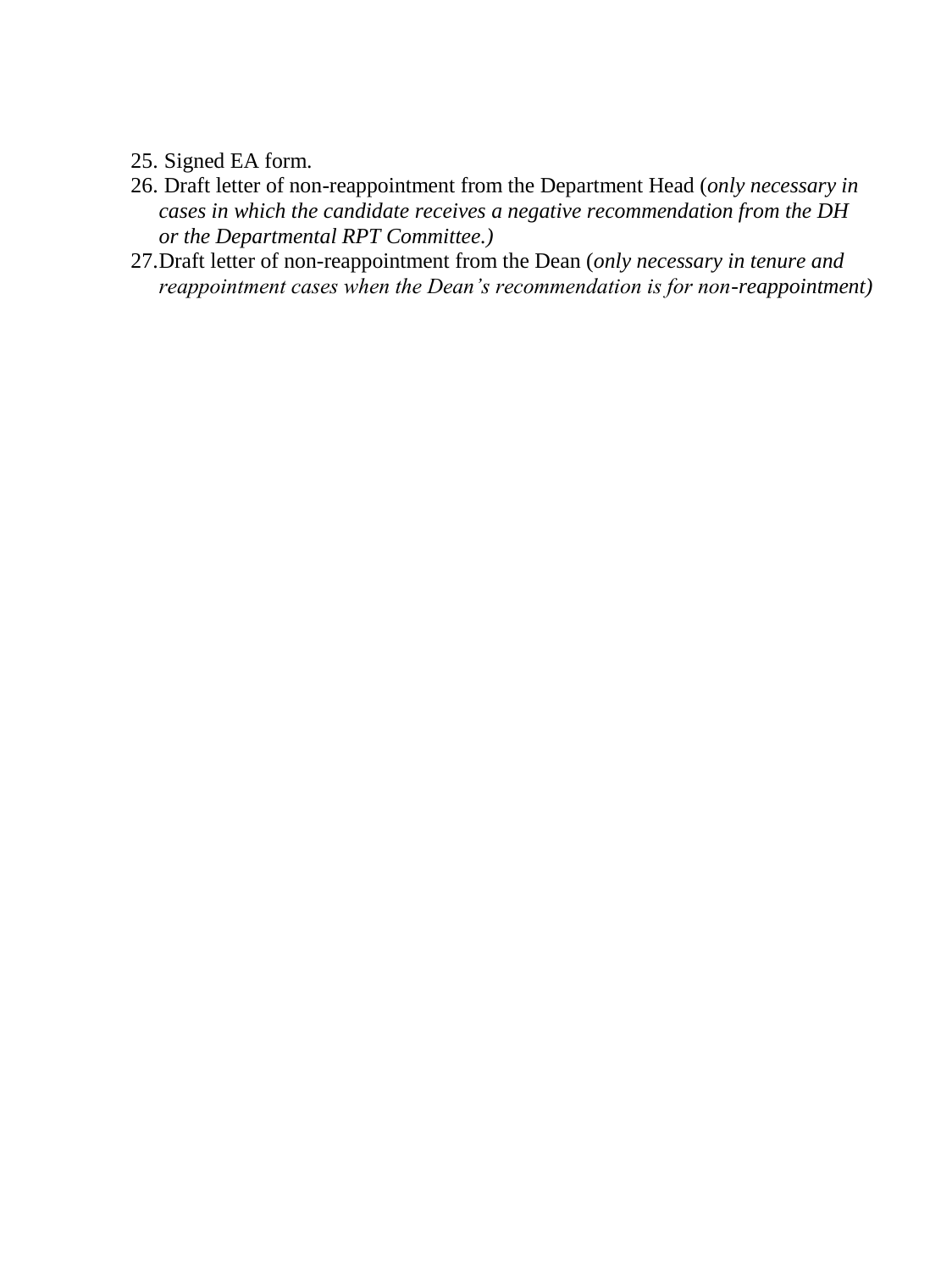25. Signed EA form.
26. Draft letter of non-reappointment from the Department Head (*only necessary in cases in which the candidate receives a negative recommendation from the DH or the Departmental RPT Committee.)*
27. Draft letter of non-reappointment from the Dean (*only necessary in tenure and reappointment cases when the Dean's recommendation is for non-reappointment)*